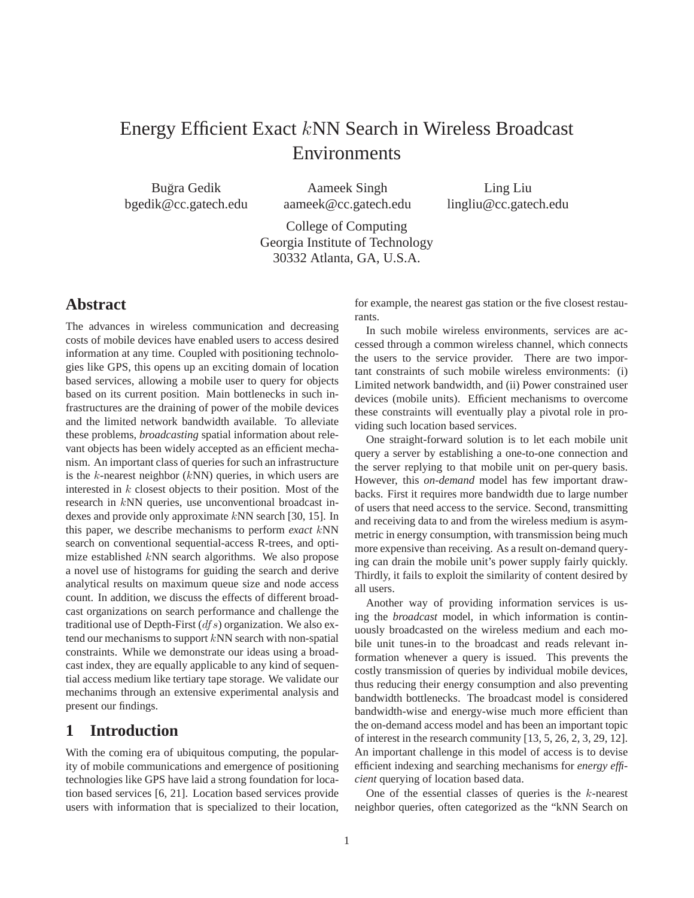# Energy Efficient Exact $k$NN Search in Wireless Broadcast Environments

Buğra Gedik
bgedik@cc.gatech.edu

Aameek Singh
aameek@cc.gatech.edu

Ling Liu
lingliu@cc.gatech.edu

College of Computing
Georgia Institute of Technology
30332 Atlanta, GA, U.S.A.

## Abstract

The advances in wireless communication and decreasing costs of mobile devices have enabled users to access desired information at any time. Coupled with positioning technologies like GPS, this opens up an exciting domain of location based services, allowing a mobile user to query for objects based on its current position. Main bottlenecks in such infrastructures are the draining of power of the mobile devices and the limited network bandwidth available. To alleviate these problems, *broadcasting* spatial information about relevant objects has been widely accepted as an efficient mechanism. An important class of queries for such an infrastructure is the $k$-nearest neighbor ($k$NN) queries, in which users are interested in $k$ closest objects to their position. Most of the research in $k$NN queries, use unconventional broadcast indexes and provide only approximate $k$NN search [30, 15]. In this paper, we describe mechanisms to perform *exact* $k$NN search on conventional sequential-access R-trees, and optimize established $k$NN search algorithms. We also propose a novel use of histograms for guiding the search and derive analytical results on maximum queue size and node access count. In addition, we discuss the effects of different broadcast organizations on search performance and challenge the traditional use of Depth-First ($dfs$) organization. We also extend our mechanisms to support $k$NN search with non-spatial constraints. While we demonstrate our ideas using a broadcast index, they are equally applicable to any kind of sequential access medium like tertiary tape storage. We validate our mechanims through an extensive experimental analysis and present our findings.

## 1 Introduction

With the coming era of ubiquitous computing, the popularity of mobile communications and emergence of positioning technologies like GPS have laid a strong foundation for location based services [6, 21]. Location based services provide users with information that is specialized to their location, for example, the nearest gas station or the five closest restaurants.

In such mobile wireless environments, services are accessed through a common wireless channel, which connects the users to the service provider. There are two important constraints of such mobile wireless environments: (i) Limited network bandwidth, and (ii) Power constrained user devices (mobile units). Efficient mechanisms to overcome these constraints will eventually play a pivotal role in providing such location based services.

One straight-forward solution is to let each mobile unit query a server by establishing a one-to-one connection and the server replying to that mobile unit on per-query basis. However, this *on-demand* model has few important drawbacks. First it requires more bandwidth due to large number of users that need access to the service. Second, transmitting and receiving data to and from the wireless medium is asymmetric in energy consumption, with transmission being much more expensive than receiving. As a result on-demand querying can drain the mobile unit's power supply fairly quickly. Thirdly, it fails to exploit the similarity of content desired by all users.

Another way of providing information services is using the *broadcast* model, in which information is continuously broadcasted on the wireless medium and each mobile unit tunes-in to the broadcast and reads relevant information whenever a query is issued. This prevents the costly transmission of queries by individual mobile devices, thus reducing their energy consumption and also preventing bandwidth bottlenecks. The broadcast model is considered bandwidth-wise and energy-wise much more efficient than the on-demand access model and has been an important topic of interest in the research community [13, 5, 26, 2, 3, 29, 12]. An important challenge in this model of access is to devise efficient indexing and searching mechanisms for *energy efficient* querying of location based data.

One of the essential classes of queries is the $k$-nearest neighbor queries, often categorized as the "kNN Search on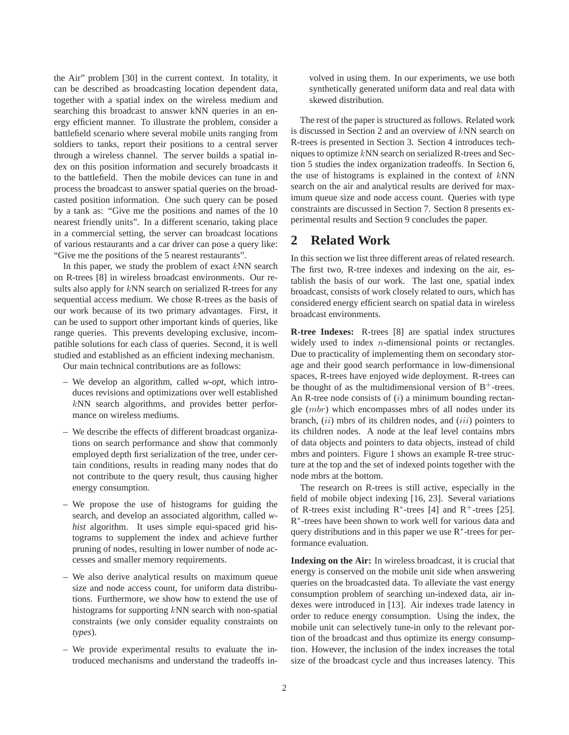the Air" problem [30] in the current context. In totality, it can be described as broadcasting location dependent data, together with a spatial index on the wireless medium and searching this broadcast to answer kNN queries in an energy efficient manner. To illustrate the problem, consider a battlefield scenario where several mobile units ranging from soldiers to tanks, report their positions to a central server through a wireless channel. The server builds a spatial index on this position information and securely broadcasts it to the battlefield. Then the mobile devices can tune in and process the broadcast to answer spatial queries on the broadcasted position information. One such query can be posed by a tank as: "Give me the positions and names of the 10 nearest friendly units". In a different scenario, taking place in a commercial setting, the server can broadcast locations of various restaurants and a car driver can pose a query like: "Give me the positions of the 5 nearest restaurants".

In this paper, we study the problem of exact $k$NN search on R-trees [8] in wireless broadcast environments. Our results also apply for $k$NN search on serialized R-trees for any sequential access medium. We chose R-trees as the basis of our work because of its two primary advantages. First, it can be used to support other important kinds of queries, like range queries. This prevents developing exclusive, incompatible solutions for each class of queries. Second, it is well studied and established as an efficient indexing mechanism.

Our main technical contributions are as follows:

- We develop an algorithm, called *w-opt*, which introduces revisions and optimizations over well established $k$NN search algorithms, and provides better performance on wireless mediums.
- We describe the effects of different broadcast organizations on search performance and show that commonly employed depth first serialization of the tree, under certain conditions, results in reading many nodes that do not contribute to the query result, thus causing higher energy consumption.
- We propose the use of histograms for guiding the search, and develop an associated algorithm, called *w-hist* algorithm. It uses simple equi-spaced grid histograms to supplement the index and achieve further pruning of nodes, resulting in lower number of node accesses and smaller memory requirements.
- We also derive analytical results on maximum queue size and node access count, for uniform data distributions. Furthermore, we show how to extend the use of histograms for supporting $k$NN search with non-spatial constraints (we only consider equality constraints on *types*).
- We provide experimental results to evaluate the introduced mechanisms and understand the tradeoffs involved in using them. In our experiments, we use both synthetically generated uniform data and real data with skewed distribution.

The rest of the paper is structured as follows. Related work is discussed in Section 2 and an overview of $k$NN search on R-trees is presented in Section 3. Section 4 introduces techniques to optimize $k$NN search on serialized R-trees and Section 5 studies the index organization tradeoffs. In Section 6, the use of histograms is explained in the context of $k$NN search on the air and analytical results are derived for maximum queue size and node access count. Queries with type constraints are discussed in Section 7. Section 8 presents experimental results and Section 9 concludes the paper.

## 2 Related Work

In this section we list three different areas of related research. The first two, R-tree indexes and indexing on the air, establish the basis of our work. The last one, spatial index broadcast, consists of work closely related to ours, which has considered energy efficient search on spatial data in wireless broadcast environments.

**R-tree Indexes:** R-trees [8] are spatial index structures widely used to index $n$-dimensional points or rectangles. Due to practicality of implementing them on secondary storage and their good search performance in low-dimensional spaces, R-trees have enjoyed wide deployment. R-trees can be thought of as the multidimensional version of $B^+$-trees. An R-tree node consists of $(i)$ a minimum bounding rectangle ($mbr$) which encompasses mbrs of all nodes under its branch, $(ii)$ mbrs of its children nodes, and $(iii)$ pointers to its children nodes. A node at the leaf level contains mbrs of data objects and pointers to data objects, instead of child mbrs and pointers. Figure 1 shows an example R-tree structure at the top and the set of indexed points together with the node mbrs at the bottom.

The research on R-trees is still active, especially in the field of mobile object indexing [16, 23]. Several variations of R-trees exist including $R^*$-trees [4] and $R^+$-trees [25]. $R^*$-trees have been shown to work well for various data and query distributions and in this paper we use $R^*$-trees for performance evaluation.

**Indexing on the Air:** In wireless broadcast, it is crucial that energy is conserved on the mobile unit side when answering queries on the broadcasted data. To alleviate the vast energy consumption problem of searching un-indexed data, air indexes were introduced in [13]. Air indexes trade latency in order to reduce energy consumption. Using the index, the mobile unit can selectively tune-in only to the relevant portion of the broadcast and thus optimize its energy consumption. However, the inclusion of the index increases the total size of the broadcast cycle and thus increases latency. This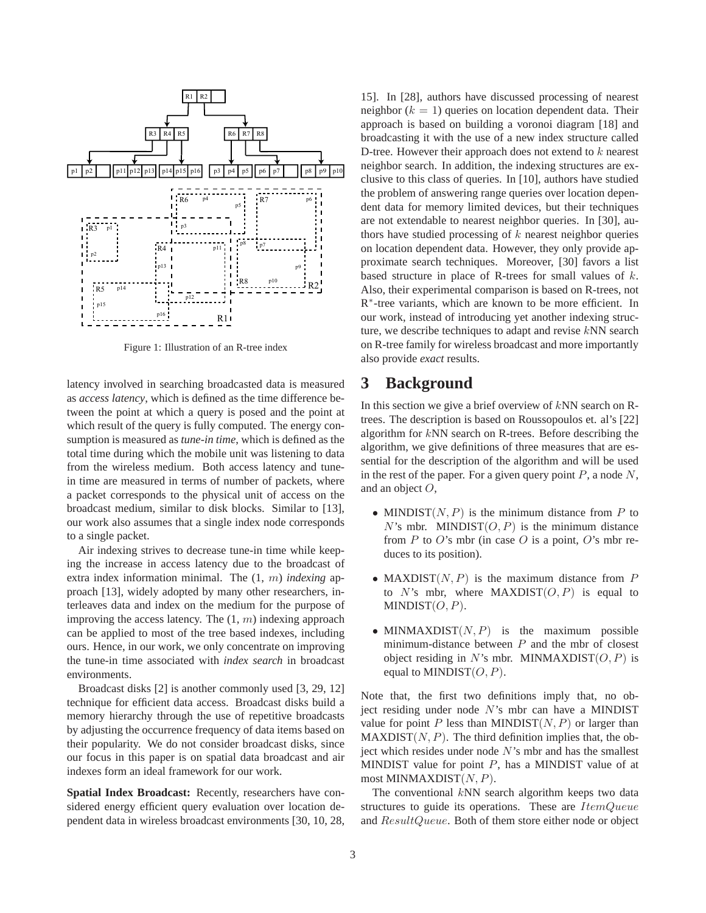Figure 1: Illustration of an R-tree index

latency involved in searching broadcasted data is measured as *access latency*, which is defined as the time difference between the point at which a query is posed and the point at which result of the query is fully computed. The energy consumption is measured as *tune-in time*, which is defined as the total time during which the mobile unit was listening to data from the wireless medium. Both access latency and tune-in time are measured in terms of number of packets, where a packet corresponds to the physical unit of access on the broadcast medium, similar to disk blocks. Similar to [13], our work also assumes that a single index node corresponds to a single packet.

Air indexing strives to decrease tune-in time while keeping the increase in access latency due to the broadcast of extra index information minimal. The (1, $m$) *indexing* approach [13], widely adopted by many other researchers, interleaves data and index on the medium for the purpose of improving the access latency. The (1, $m$) indexing approach can be applied to most of the tree based indexes, including ours. Hence, in our work, we only concentrate on improving the tune-in time associated with *index search* in broadcast environments.

Broadcast disks [2] is another commonly used [3, 29, 12] technique for efficient data access. Broadcast disks build a memory hierarchy through the use of repetitive broadcasts by adjusting the occurrence frequency of data items based on their popularity. We do not consider broadcast disks, since our focus in this paper is on spatial data broadcast and air indexes form an ideal framework for our work.

**Spatial Index Broadcast:** Recently, researchers have considered energy efficient query evaluation over location dependent data in wireless broadcast environments [30, 10, 28, 15]. In [28], authors have discussed processing of nearest neighbor ($k = 1$) queries on location dependent data. Their approach is based on building a voronoi diagram [18] and broadcasting it with the use of a new index structure called D-tree. However their approach does not extend to $k$ nearest neighbor search. In addition, the indexing structures are exclusive to this class of queries. In [10], authors have studied the problem of answering range queries over location dependent data for memory limited devices, but their techniques are not extendable to nearest neighbor queries. In [30], authors have studied processing of $k$ nearest neighbor queries on location dependent data. However, they only provide approximate search techniques. Moreover, [30] favors a list based structure in place of R-trees for small values of $k$. Also, their experimental comparison is based on R-trees, not R$^*$-tree variants, which are known to be more efficient. In our work, instead of introducing yet another indexing structure, we describe techniques to adapt and revise $k$NN search on R-tree family for wireless broadcast and more importantly also provide *exact* results.

# 3 Background

In this section we give a brief overview of $k$NN search on R-trees. The description is based on Roussopoulos et. al's [22] algorithm for $k$NN search on R-trees. Before describing the algorithm, we give definitions of three measures that are essential for the description of the algorithm and will be used in the rest of the paper. For a given query point $P$, a node $N$, and an object $O$,

- MINDIST$(N, P)$ is the minimum distance from $P$ to $N$'s mbr. MINDIST$(O, P)$ is the minimum distance from $P$ to $O$'s mbr (in case $O$ is a point, $O$'s mbr reduces to its position).
- MAXDIST$(N, P)$ is the maximum distance from $P$ to $N$'s mbr, where MAXDIST$(O, P)$ is equal to MINDIST$(O, P)$.
- MINMAXDIST$(N, P)$ is the maximum possible minimum-distance between $P$ and the mbr of closest object residing in $N$'s mbr. MINMAXDIST$(O, P)$ is equal to MINDIST$(O, P)$.

Note that, the first two definitions imply that, no object residing under node $N$'s mbr can have a MINDIST value for point $P$ less than MINDIST$(N, P)$ or larger than MAXDIST$(N, P)$. The third definition implies that, the object which resides under node $N$'s mbr and has the smallest MINDIST value for point $P$, has a MINDIST value of at most MINMAXDIST$(N, P)$.

The conventional $k$NN search algorithm keeps two data structures to guide its operations. These are $ItemQueue$ and $ResultQueue$. Both of them store either node or object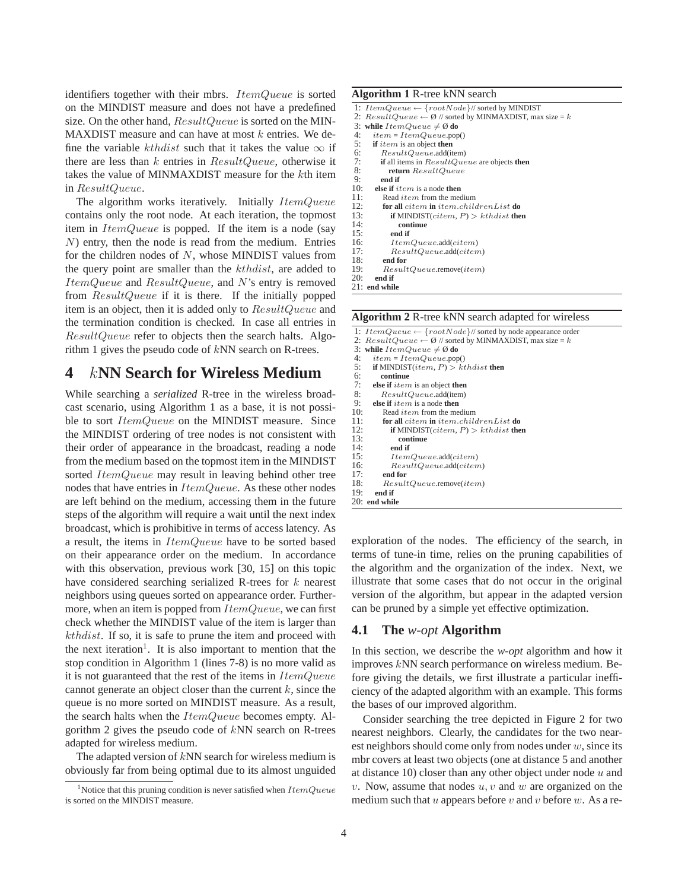identifiers together with their mbrs. $ItemQueue$ is sorted on the MINDIST measure and does not have a predefined size. On the other hand, $ResultQueue$ is sorted on the MINMAXDIST measure and can have at most $k$ entries. We define the variable $kthdist$ such that it takes the value $\infty$ if there are less than $k$ entries in $ResultQueue$, otherwise it takes the value of MINMAXDIST measure for the $k$th item in $ResultQueue$.

The algorithm works iteratively. Initially $ItemQueue$ contains only the root node. At each iteration, the topmost item in $ItemQueue$ is popped. If the item is a node (say $N$) entry, then the node is read from the medium. Entries for the children nodes of $N$, whose MINDIST values from the query point are smaller than the $kthdist$, are added to $ItemQueue$ and $ResultQueue$, and $N$'s entry is removed from $ResultQueue$ if it is there. If the initially popped item is an object, then it is added only to $ResultQueue$ and the termination condition is checked. In case all entries in $ResultQueue$ refer to objects then the search halts. Algorithm 1 gives the pseudo code of $k$NN search on R-trees.

**Algorithm 1** R-tree kNN search

```
1: ItemQueue ← {rootNode}// sorted by MINDIST
2: ResultQueue ← Ø // sorted by MINMAXDIST, max size = k
3: while ItemQueue ≠ Ø do
4:   item = ItemQueue.pop()
5:   if item is an object then
6:     ResultQueue.add(item)
7:     if all items in ResultQueue are objects then
8:       return ResultQueue
9:     end if
10:  else if item is a node then
11:    Read item from the medium
12:    for all citem in item.childrenList do
13:      if MINDIST(citem, P) > kthdist then
14:        continue
15:      end if
16:      ItemQueue.add(citem)
17:      ResultQueue.add(citem)
18:    end for
19:    ResultQueue.remove(item)
20:  end if
21: end while
```

## 4 $k$NN Search for Wireless Medium

While searching a *serialized* R-tree in the wireless broadcast scenario, using Algorithm 1 as a base, it is not possible to sort $ItemQueue$ on the MINDIST measure. Since the MINDIST ordering of tree nodes is not consistent with their order of appearance in the broadcast, reading a node from the medium based on the topmost item in the MINDIST sorted $ItemQueue$ may result in leaving behind other tree nodes that have entries in $ItemQueue$. As these other nodes are left behind on the medium, accessing them in the future steps of the algorithm will require a wait until the next index broadcast, which is prohibitive in terms of access latency. As a result, the items in $ItemQueue$ have to be sorted based on their appearance order on the medium. In accordance with this observation, previous work [30, 15] on this topic have considered searching serialized R-trees for $k$ nearest neighbors using queues sorted on appearance order. Furthermore, when an item is popped from $ItemQueue$, we can first check whether the MINDIST value of the item is larger than $kthdist$. If so, it is safe to prune the item and proceed with the next iteration[1]. It is also important to mention that the stop condition in Algorithm 1 (lines 7-8) is no more valid as it is not guaranteed that the rest of the items in $ItemQueue$ cannot generate an object closer than the current $k$, since the queue is no more sorted on MINDIST measure. As a result, the search halts when the $ItemQueue$ becomes empty. Algorithm 2 gives the pseudo code of $k$NN search on R-trees adapted for wireless medium.

**Algorithm 2** R-tree kNN search adapted for wireless

```
1: ItemQueue ← {rootNode}// sorted by node appearance order
2: ResultQueue ← Ø // sorted by MINMAXDIST, max size = k
3: while ItemQueue ≠ Ø do
4:   item = ItemQueue.pop()
5:   if MINDIST(item, P) > kthdist then
6:     continue
7:   else if item is an object then
8:     ResultQueue.add(item)
9:   else if item is a node then
10:    Read item from the medium
11:    for all citem in item.childrenList do
12:      if MINDIST(citem, P) > kthdist then
13:        continue
14:      end if
15:      ItemQueue.add(citem)
16:      ResultQueue.add(citem)
17:    end for
18:    ResultQueue.remove(item)
19:  end if
20: end while
```

The adapted version of $k$NN search for wireless medium is obviously far from being optimal due to its almost unguided exploration of the nodes. The efficiency of the search, in terms of tune-in time, relies on the pruning capabilities of the algorithm and the organization of the index. Next, we illustrate that some cases that do not occur in the original version of the algorithm, but appear in the adapted version can be pruned by a simple yet effective optimization.

### 4.1 The *w-opt* Algorithm

In this section, we describe the *w-opt* algorithm and how it improves $k$NN search performance on wireless medium. Before giving the details, we first illustrate a particular inefficiency of the adapted algorithm with an example. This forms the bases of our improved algorithm.

Consider searching the tree depicted in Figure 2 for two nearest neighbors. Clearly, the candidates for the two nearest neighbors should come only from nodes under $w$, since its mbr covers at least two objects (one at distance 5 and another at distance 10) closer than any other object under node $u$ and $v$. Now, assume that nodes $u$, $v$ and $w$ are organized on the medium such that $u$ appears before $v$ and $v$ before $w$. As a re-

[1] Notice that this pruning condition is never satisfied when $ItemQueue$ is sorted on the MINDIST measure.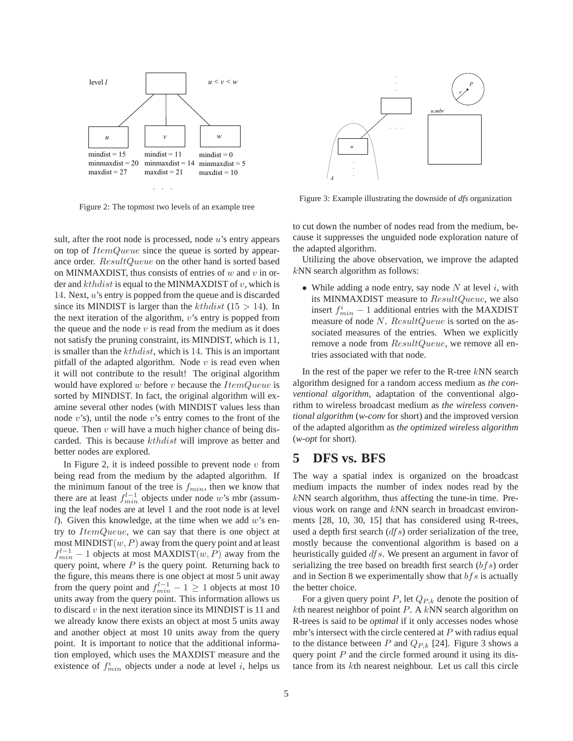Figure 2: The topmost two levels of an example tree

Figure 3: Example illustrating the downside of *dfs* organization

sult, after the root node is processed, node $u$'s entry appears on top of $ItemQueue$ since the queue is sorted by appearance order. $ResultQueue$ on the other hand is sorted based on MINMAXDIST, thus consists of entries of $w$ and $v$ in order and $kthdist$ is equal to the MINMAXDIST of $v$, which is 14. Next, $u$'s entry is popped from the queue and is discarded since its MINDIST is larger than the $kthdist$ ($15 > 14$). In the next iteration of the algorithm, $v$'s entry is popped from the queue and the node $v$ is read from the medium as it does not satisfy the pruning constraint, its MINDIST, which is 11, is smaller than the $kthdist$, which is 14. This is an important pitfall of the adapted algorithm. Node $v$ is read even when it will not contribute to the result! The original algorithm would have explored $w$ before $v$ because the $ItemQueue$ is sorted by MINDIST. In fact, the original algorithm will examine several other nodes (with MINDIST values less than node $v$'s), until the node $v$'s entry comes to the front of the queue. Then $v$ will have a much higher chance of being discarded. This is because $kthdist$ will improve as better and better nodes are explored.

In Figure 2, it is indeed possible to prevent node $v$ from being read from the medium by the adapted algorithm. If the minimum fanout of the tree is $f_{min}$, then we know that there are at least $f_{min}^{l-1}$ objects under node $w$'s mbr (assuming the leaf nodes are at level 1 and the root node is at level $l$). Given this knowledge, at the time when we add $w$'s entry to $ItemQueue$, we can say that there is one object at most MINDIST$(w, P)$ away from the query point and at least $f_{min}^{l-1} - 1$ objects at most MAXDIST$(w, P)$ away from the query point, where $P$ is the query point. Returning back to the figure, this means there is one object at most 5 unit away from the query point and $f_{min}^{l-1} - 1 \geq 1$ objects at most 10 units away from the query point. This information allows us to discard $v$ in the next iteration since its MINDIST is 11 and we already know there exists an object at most 5 units away and another object at most 10 units away from the query point. It is important to notice that the additional information employed, which uses the MAXDIST measure and the existence of $f_{min}^{i}$ objects under a node at level $i$, helps us to cut down the number of nodes read from the medium, because it suppresses the unguided node exploration nature of the adapted algorithm.

Utilizing the above observation, we improve the adapted $k$NN search algorithm as follows:

- While adding a node entry, say node $N$ at level $i$, with its MINMAXDIST measure to $ResultQueue$, we also insert $f_{min}^{i} - 1$ additional entries with the MAXDIST measure of node $N$. $ResultQueue$ is sorted on the associated measures of the entries. When we explicitly remove a node from $ResultQueue$, we remove all entries associated with that node.

In the rest of the paper we refer to the R-tree $k$NN search algorithm designed for a random access medium as *the conventional algorithm*, adaptation of the conventional algorithm to wireless broadcast medium as *the wireless conventional algorithm* (*w-conv* for short) and the improved version of the adapted algorithm as *the optimized wireless algorithm* (*w-opt* for short).

# 5 DFS vs. BFS

The way a spatial index is organized on the broadcast medium impacts the number of index nodes read by the $k$NN search algorithm, thus affecting the tune-in time. Previous work on range and $k$NN search in broadcast environments [28, 10, 30, 15] that has considered using R-trees, used a depth first search ($dfs$) order serialization of the tree, mostly because the conventional algorithm is based on a heuristically guided $dfs$. We present an argument in favor of serializing the tree based on breadth first search ($bfs$) order and in Section 8 we experimentally show that $bfs$ is actually the better choice.

For a given query point $P$, let $Q_{P,k}$ denote the position of $k$th nearest neighbor of point $P$. A $k$NN search algorithm on R-trees is said to be *optimal* if it only accesses nodes whose mbr's intersect with the circle centered at $P$ with radius equal to the distance between $P$ and $Q_{P,k}$ [24]. Figure 3 shows a query point $P$ and the circle formed around it using its distance from its $k$th nearest neighbour. Let us call this circle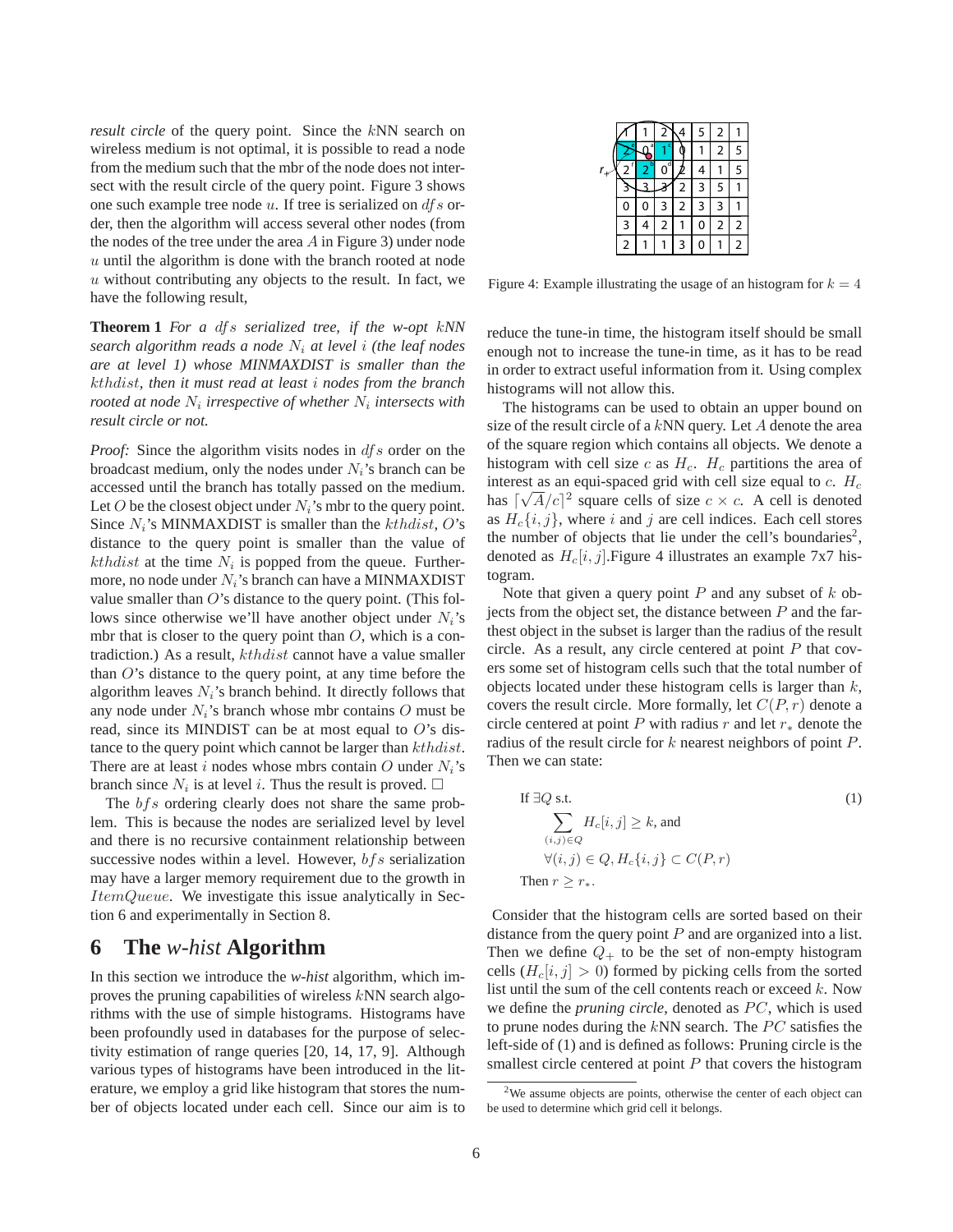*result circle* of the query point. Since the $k$NN search on wireless medium is not optimal, it is possible to read a node from the medium such that the mbr of the node does not intersect with the result circle of the query point. Figure 3 shows one such example tree node $u$. If tree is serialized on $dfs$ order, then the algorithm will access several other nodes (from the nodes of the tree under the area $A$ in Figure 3) under node $u$ until the algorithm is done with the branch rooted at node $u$ without contributing any objects to the result. In fact, we have the following result,

**Theorem 1** *For a $dfs$ serialized tree, if the w-opt $k$NN search algorithm reads a node $N_i$ at level $i$ (the leaf nodes are at level 1) whose MINMAXDIST is smaller than the $kthdist$, then it must read at least $i$ nodes from the branch rooted at node $N_i$ irrespective of whether $N_i$ intersects with result circle or not.*

*Proof:* Since the algorithm visits nodes in $dfs$ order on the broadcast medium, only the nodes under $N_i$'s branch can be accessed until the branch has totally passed on the medium. Let $O$ be the closest object under $N_i$'s mbr to the query point. Since $N_i$'s MINMAXDIST is smaller than the $kthdist$, $O$'s distance to the query point is smaller than the value of $kthdist$ at the time $N_i$ is popped from the queue. Furthermore, no node under $N_i$'s branch can have a MINMAXDIST value smaller than $O$'s distance to the query point. (This follows since otherwise we'll have another object under $N_i$'s mbr that is closer to the query point than $O$, which is a contradiction.) As a result, $kthdist$ cannot have a value smaller than $O$'s distance to the query point, at any time before the algorithm leaves $N_i$'s branch behind. It directly follows that any node under $N_i$'s branch whose mbr contains $O$ must be read, since its MINDIST can be at most equal to $O$'s distance to the query point which cannot be larger than $kthdist$. There are at least $i$ nodes whose mbrs contain $O$ under $N_i$'s branch since $N_i$ is at level $i$. Thus the result is proved. □

The $bfs$ ordering clearly does not share the same problem. This is because the nodes are serialized level by level and there is no recursive containment relationship between successive nodes within a level. However, $bfs$ serialization may have a larger memory requirement due to the growth in $ItemQueue$. We investigate this issue analytically in Section 6 and experimentally in Section 8.

## 6 The *w-hist* Algorithm

In this section we introduce the *w-hist* algorithm, which improves the pruning capabilities of wireless $k$NN search algorithms with the use of simple histograms. Histograms have been profoundly used in databases for the purpose of selectivity estimation of range queries [20, 14, 17, 9]. Although various types of histograms have been introduced in the literature, we employ a grid like histogram that stores the number of objects located under each cell. Since our aim is to reduce the tune-in time, the histogram itself should be small enough not to increase the tune-in time, as it has to be read in order to extract useful information from it. Using complex histograms will not allow this.

| 1 | 1 | 2 | 4 | 5 | 2 | 1 |
|---|---|---|---|---|---|---|
| 2 | 0 | 1 | 0 | 1 | 2 | 5 |
| 2 | 2 | 0 | 2 | 4 | 1 | 5 |
| 3 | 3 | 3 | 2 | 3 | 5 | 1 |
| 0 | 0 | 3 | 2 | 3 | 3 | 1 |
| 3 | 4 | 2 | 1 | 0 | 2 | 2 |
| 2 | 1 | 1 | 3 | 0 | 1 | 2 |

Figure 4: Example illustrating the usage of an histogram for $k = 4$

The histograms can be used to obtain an upper bound on size of the result circle of a $k$NN query. Let $A$ denote the area of the square region which contains all objects. We denote a histogram with cell size $c$ as $H_c$. $H_c$ partitions the area of interest as an equi-spaced grid with cell size equal to $c$. $H_c$ has $\lceil\sqrt{A}/c\rceil^2$ square cells of size $c \times c$. A cell is denoted as $H_c\{i,j\}$, where $i$ and $j$ are cell indices. Each cell stores the number of objects that lie under the cell's boundaries[2], denoted as $H_c[i,j]$. Figure 4 illustrates an example 7x7 histogram.

Note that given a query point $P$ and any subset of $k$ objects from the object set, the distance between $P$ and the farthest object in the subset is larger than the radius of the result circle. As a result, any circle centered at point $P$ that covers some set of histogram cells such that the total number of objects located under these histogram cells is larger than $k$, covers the result circle. More formally, let $C(P,r)$ denote a circle centered at point $P$ with radius $r$ and let $r_*$ denote the radius of the result circle for $k$ nearest neighbors of point $P$. Then we can state:

$$
\begin{aligned}
&\text{If } \exists Q \text{ s.t.} \\
&\quad \sum_{(i,j)\in Q} H_c[i,j] \geq k, \text{ and} \\
&\quad \forall (i,j) \in Q, H_c\{i,j\} \subset C(P,r) \\
&\text{Then } r \geq r_*.
\end{aligned}
\tag{1}
$$

Consider that the histogram cells are sorted based on their distance from the query point $P$ and are organized into a list. Then we define $Q_+$ to be the set of non-empty histogram cells ($H_c[i,j] > 0$) formed by picking cells from the sorted list until the sum of the cell contents reach or exceed $k$. Now we define the *pruning circle*, denoted as $PC$, which is used to prune nodes during the $k$NN search. The $PC$ satisfies the left-side of (1) and is defined as follows: Pruning circle is the smallest circle centered at point $P$ that covers the histogram

[2]We assume objects are points, otherwise the center of each object can be used to determine which grid cell it belongs.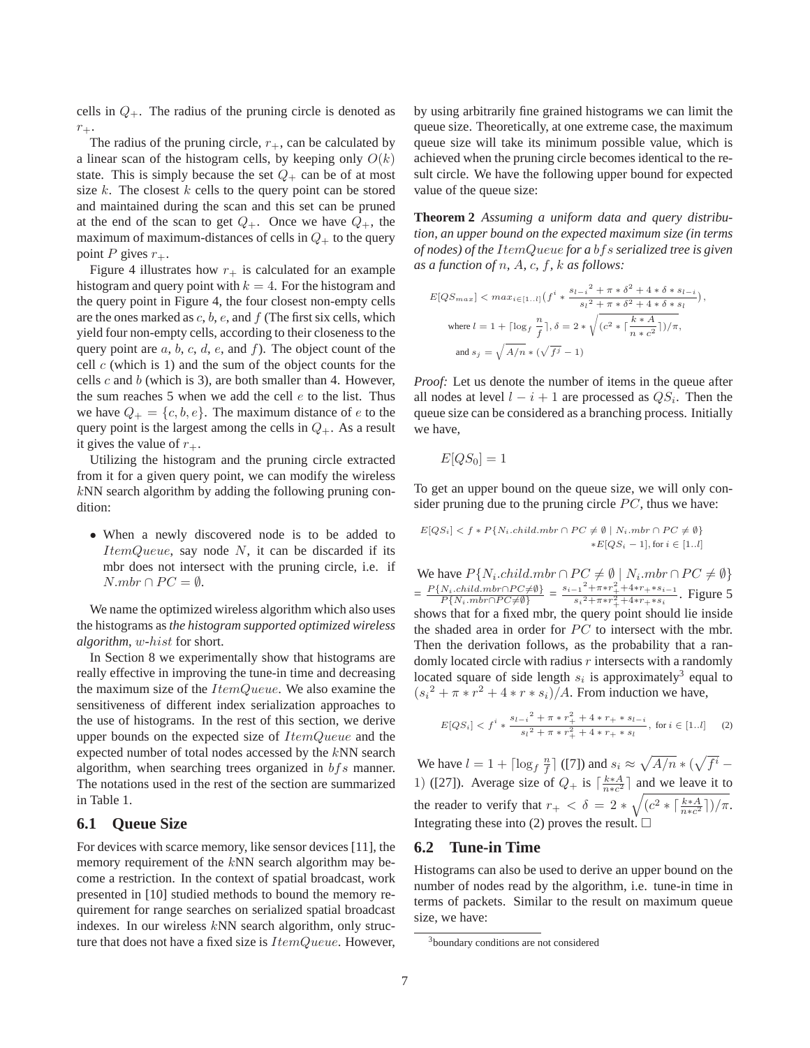cells in $Q_+$. The radius of the pruning circle is denoted as $r_+$.

The radius of the pruning circle, $r_+$, can be calculated by a linear scan of the histogram cells, by keeping only $O(k)$ state. This is simply because the set $Q_+$ can be of at most size $k$. The closest $k$ cells to the query point can be stored and maintained during the scan and this set can be pruned at the end of the scan to get $Q_+$. Once we have $Q_+$, the maximum of maximum-distances of cells in $Q_+$ to the query point $P$ gives $r_+$.

Figure 4 illustrates how $r_+$ is calculated for an example histogram and query point with $k = 4$. For the histogram and the query point in Figure 4, the four closest non-empty cells are the ones marked as $c$, $b$, $e$, and $f$ (The first six cells, which yield four non-empty cells, according to their closeness to the query point are $a$, $b$, $c$, $d$, $e$, and $f$). The object count of the cell $c$ (which is 1) and the sum of the object counts for the cells $c$ and $b$ (which is 3), are both smaller than 4. However, the sum reaches 5 when we add the cell $e$ to the list. Thus we have $Q_+ = \{c, b, e\}$. The maximum distance of $e$ to the query point is the largest among the cells in $Q_+$. As a result it gives the value of $r_+$.

Utilizing the histogram and the pruning circle extracted from it for a given query point, we can modify the wireless $k$NN search algorithm by adding the following pruning condition:

- When a newly discovered node is to be added to $ItemQueue$, say node $N$, it can be discarded if its mbr does not intersect with the pruning circle, i.e. if $N.mbr \cap PC = \emptyset$.

We name the optimized wireless algorithm which also uses the histograms as *the histogram supported optimized wireless algorithm*, $w$-$hist$ for short.

In Section 8 we experimentally show that histograms are really effective in improving the tune-in time and decreasing the maximum size of the $ItemQueue$. We also examine the sensitiveness of different index serialization approaches to the use of histograms. In the rest of this section, we derive upper bounds on the expected size of $ItemQueue$ and the expected number of total nodes accessed by the $k$NN search algorithm, when searching trees organized in $bfs$ manner. The notations used in the rest of the section are summarized in Table 1.

## 6.1 Queue Size

For devices with scarce memory, like sensor devices [11], the memory requirement of the $k$NN search algorithm may become a restriction. In the context of spatial broadcast, work presented in [10] studied methods to bound the memory requirement for range searches on serialized spatial broadcast indexes. In our wireless $k$NN search algorithm, only structure that does not have a fixed size is $ItemQueue$. However, by using arbitrarily fine grained histograms we can limit the queue size. Theoretically, at one extreme case, the maximum queue size will take its minimum possible value, which is achieved when the pruning circle becomes identical to the result circle. We have the following upper bound for expected value of the queue size:

**Theorem 2** *Assuming a uniform data and query distribution, an upper bound on the expected maximum size (in terms of nodes) of the $ItemQueue$ for a $bfs$ serialized tree is given as a function of $n$, $A$, $c$, $f$, $k$ as follows:*

$$E[QS_{max}] < max_{i \in [1..l]}\left(f^i * \frac{{s_{l-i}}^2 + \pi * \delta^2 + 4 * \delta * s_{l-i}}{{s_l}^2 + \pi * \delta^2 + 4 * \delta * s_l}\right),$$

$$\text{where } l = 1 + \lceil \log_f \frac{n}{f} \rceil, \delta = 2 * \sqrt{(c^2 * \lceil \frac{k * A}{n * c^2} \rceil)/\pi},$$

$$\text{and } s_j = \sqrt{A/n} * (\sqrt{f^j} - 1)$$

*Proof:* Let us denote the number of items in the queue after all nodes at level $l - i + 1$ are processed as $QS_i$. Then the queue size can be considered as a branching process. Initially we have,

$$E[QS_0] = 1$$

To get an upper bound on the queue size, we will only consider pruning due to the pruning circle $PC$, thus we have:

$$E[QS_i] < f * P\{N_i.child.mbr \cap PC \neq \emptyset \mid N_i.mbr \cap PC \neq \emptyset\} * E[QS_i - 1], \text{ for } i \in [1..l]$$

We have $P\{N_i.child.mbr \cap PC \neq \emptyset \mid N_i.mbr \cap PC \neq \emptyset\} = \frac{P\{N_i.child.mbr \cap PC \neq \emptyset\}}{P\{N_i.mbr \cap PC \neq \emptyset\}} = \frac{{s_{i-1}}^2 + \pi * r_+^2 + 4 * r_+ * s_{i-1}}{{s_i}^2 + \pi * r_+^2 + 4 * r_+ * s_i}$. Figure 5 shows that for a fixed mbr, the query point should lie inside the shaded area in order for $PC$ to intersect with the mbr. Then the derivation follows, as the probability that a randomly located circle with radius $r$ intersects with a randomly located square of side length $s_i$ is approximately[3] equal to $({s_i}^2 + \pi * r^2 + 4 * r * s_i)/A$. From induction we have,

$$E[QS_i] < f^i * \frac{{s_{l-i}}^2 + \pi * r_+^2 + 4 * r_+ * s_{l-i}}{{s_l}^2 + \pi * r_+^2 + 4 * r_+ * s_l}, \text{ for } i \in [1..l] \quad (2)$$

We have $l = 1 + \lceil \log_f \frac{n}{f} \rceil$ ([7]) and $s_i \approx \sqrt{A/n} * (\sqrt{f^i} - 1)$ ([27]). Average size of $Q_+$ is $\lceil \frac{k * A}{n * c^2} \rceil$ and we leave it to the reader to verify that $r_+ < \delta = 2 * \sqrt{(c^2 * \lceil \frac{k * A}{n * c^2} \rceil)/\pi}$. Integrating these into (2) proves the result. □

## 6.2 Tune-in Time

Histograms can also be used to derive an upper bound on the number of nodes read by the algorithm, i.e. tune-in time in terms of packets. Similar to the result on maximum queue size, we have:

[3] boundary conditions are not considered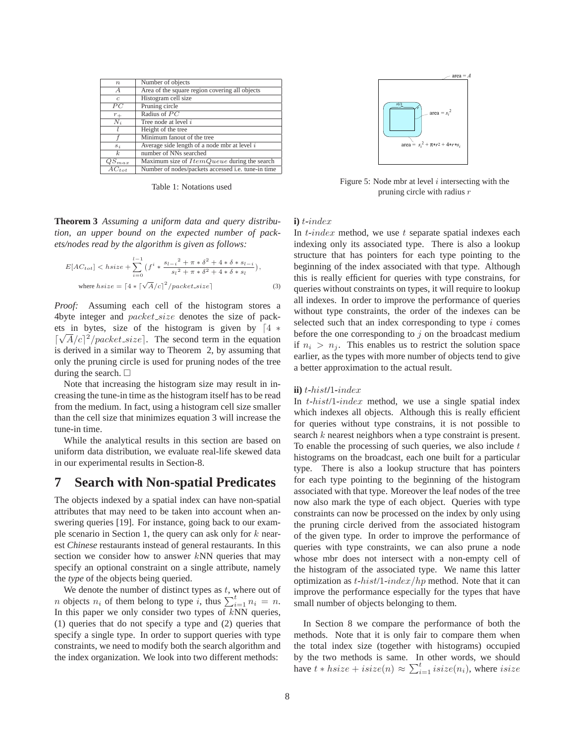| | |
|---|---|
| $n$ | Number of objects |
| $A$ | Area of the square region covering all objects |
| $c$ | Histogram cell size |
| $PC$ | Pruning circle |
| $r_+$ | Radius of $PC$ |
| $N_i$ | Tree node at level $i$ |
| $l$ | Height of the tree |
| $f$ | Minimum fanout of the tree |
| $s_i$ | Average side length of a node mbr at level $i$ |
| $k$ | number of NNs searched |
| $QS_{max}$ | Maximum size of $ItemQueue$ during the search |
| $AC_{tot}$ | Number of nodes/packets accessed i.e. tune-in time |

Table 1: Notations used

Figure 5: Node mbr at level $i$ intersecting with the pruning circle with radius $r$

**Theorem 3** *Assuming a uniform data and query distribution, an upper bound on the expected number of packets/nodes read by the algorithm is given as follows:*

$$E[AC_{tot}] < hsize + \sum_{i=0}^{l-1} \left(f^i * \frac{{s_{l-i}}^2 + \pi * \delta^2 + 4 * \delta * s_{l-i}}{{s_l}^2 + \pi * \delta^2 + 4 * \delta * s_l}\right),$$
$$\text{where } hsize = \lceil 4 * \lceil \sqrt{A}/c \rceil^2 / packet\_size \rceil \qquad (3)$$

*Proof:* Assuming each cell of the histogram stores a 4byte integer and $packet\_size$ denotes the size of packets in bytes, size of the histogram is given by $\lceil 4 * \lceil \sqrt{A}/c \rceil^2 / packet\_size \rceil$. The second term in the equation is derived in a similar way to Theorem 2, by assuming that only the pruning circle is used for pruning nodes of the tree during the search. □

Note that increasing the histogram size may result in increasing the tune-in time as the histogram itself has to be read from the medium. In fact, using a histogram cell size smaller than the cell size that minimizes equation 3 will increase the tune-in time.

While the analytical results in this section are based on uniform data distribution, we evaluate real-life skewed data in our experimental results in Section-8.

# 7 Search with Non-spatial Predicates

The objects indexed by a spatial index can have non-spatial attributes that may need to be taken into account when answering queries [19]. For instance, going back to our example scenario in Section 1, the query can ask only for $k$ nearest *Chinese* restaurants instead of general restaurants. In this section we consider how to answer $k$NN queries that may specify an optional constraint on a single attribute, namely the *type* of the objects being queried.

We denote the number of distinct types as $t$, where out of $n$ objects $n_i$ of them belong to type $i$, thus $\sum_{i=1}^{t} n_i = n$. In this paper we only consider two types of $k$NN queries, (1) queries that do not specify a type and (2) queries that specify a single type. In order to support queries with type constraints, we need to modify both the search algorithm and the index organization. We look into two different methods:

**i)** $t$-$index$

In $t$-$index$ method, we use $t$ separate spatial indexes each indexing only its associated type. There is also a lookup structure that has pointers for each type pointing to the beginning of the index associated with that type. Although this is really efficient for queries with type constrains, for queries without constraints on types, it will require to lookup all indexes. In order to improve the performance of queries without type constraints, the order of the indexes can be selected such that an index corresponding to type $i$ comes before the one corresponding to $j$ on the broadcast medium if $n_i > n_j$. This enables us to restrict the solution space earlier, as the types with more number of objects tend to give a better approximation to the actual result.

**ii)** $t$-$hist$/1-$index$

In $t$-$hist$/1-$index$ method, we use a single spatial index which indexes all objects. Although this is really efficient for queries without type constrains, it is not possible to search $k$ nearest neighbors when a type constraint is present. To enable the processing of such queries, we also include $t$ histograms on the broadcast, each one built for a particular type. There is also a lookup structure that has pointers for each type pointing to the beginning of the histogram associated with that type. Moreover the leaf nodes of the tree now also mark the type of each object. Queries with type constraints can now be processed on the index by only using the pruning circle derived from the associated histogram of the given type. In order to improve the performance of queries with type constraints, we can also prune a node whose mbr does not intersect with a non-empty cell of the histogram of the associated type. We name this latter optimization as $t$-$hist$/1-$index/hp$ method. Note that it can improve the performance especially for the types that have small number of objects belonging to them.

In Section 8 we compare the performance of both the methods. Note that it is only fair to compare them when the total index size (together with histograms) occupied by the two methods is same. In other words, we should have $t * hsize + isize(n) \approx \sum_{i=1}^{t} isize(n_i)$, where $isize$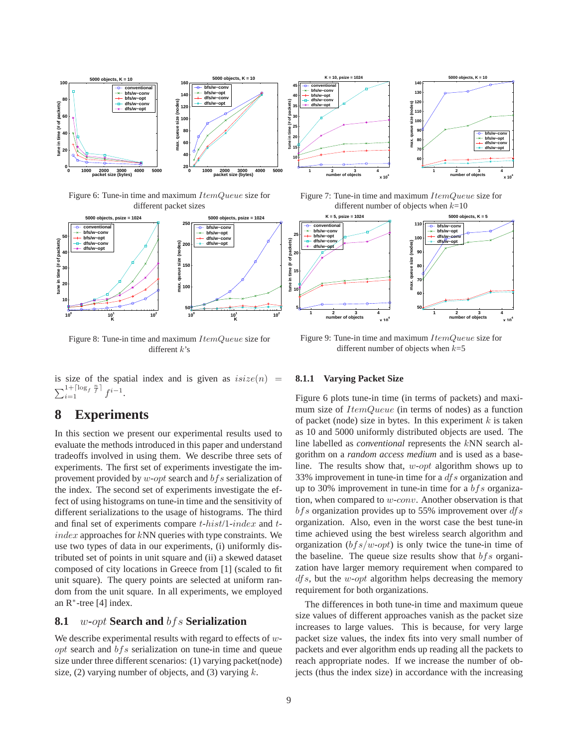Figure 6: Tune-in time and maximum $ItemQueue$ size for different packet sizes

Figure 7: Tune-in time and maximum $ItemQueue$ size for different number of objects when $k$=10

Figure 8: Tune-in time and maximum $ItemQueue$ size for different $k$'s

Figure 9: Tune-in time and maximum $ItemQueue$ size for different number of objects when $k$=5

is size of the spatial index and is given as $isize(n) = \sum_{i=1}^{1+\lceil \log_f \frac{n}{f} \rceil} f^{i-1}$.

# 8 Experiments

In this section we present our experimental results used to evaluate the methods introduced in this paper and understand tradeoffs involved in using them. We describe three sets of experiments. The first set of experiments investigate the improvement provided by $w$-$opt$ search and $bfs$ serialization of the index. The second set of experiments investigate the effect of using histograms on tune-in time and the sensitivity of different serializations to the usage of histograms. The third and final set of experiments compare $t$-$hist$/1-$index$ and $t$-$index$ approaches for $k$NN queries with type constraints. We use two types of data in our experiments, (i) uniformly distributed set of points in unit square and (ii) a skewed dataset composed of city locations in Greece from [1] (scaled to fit unit square). The query points are selected at uniform random from the unit square. In all experiments, we employed an R*-tree [4] index.

## 8.1 $w$-$opt$ Search and $bfs$ Serialization

We describe experimental results with regard to effects of $w$-$opt$ search and $bfs$ serialization on tune-in time and queue size under three different scenarios: (1) varying packet(node) size, (2) varying number of objects, and (3) varying $k$.

### 8.1.1 Varying Packet Size

Figure 6 plots tune-in time (in terms of packets) and maximum size of $ItemQueue$ (in terms of nodes) as a function of packet (node) size in bytes. In this experiment $k$ is taken as 10 and 5000 uniformly distributed objects are used. The line labelled as *conventional* represents the $k$NN search algorithm on a *random access medium* and is used as a baseline. The results show that, $w$-$opt$ algorithm shows up to 33% improvement in tune-in time for a $dfs$ organization and up to 30% improvement in tune-in time for a $bfs$ organization, when compared to $w$-$conv$. Another observation is that $bfs$ organization provides up to 55% improvement over $dfs$ organization. Also, even in the worst case the best tune-in time achieved using the best wireless search algorithm and organization ($bfs$/$w$-$opt$) is only twice the tune-in time of the baseline. The queue size results show that $bfs$ organization have larger memory requirement when compared to $dfs$, but the $w$-$opt$ algorithm helps decreasing the memory requirement for both organizations.

The differences in both tune-in time and maximum queue size values of different approaches vanish as the packet size increases to large values. This is because, for very large packet size values, the index fits into very small number of packets and ever algorithm ends up reading all the packets to reach appropriate nodes. If we increase the number of objects (thus the index size) in accordance with the increasing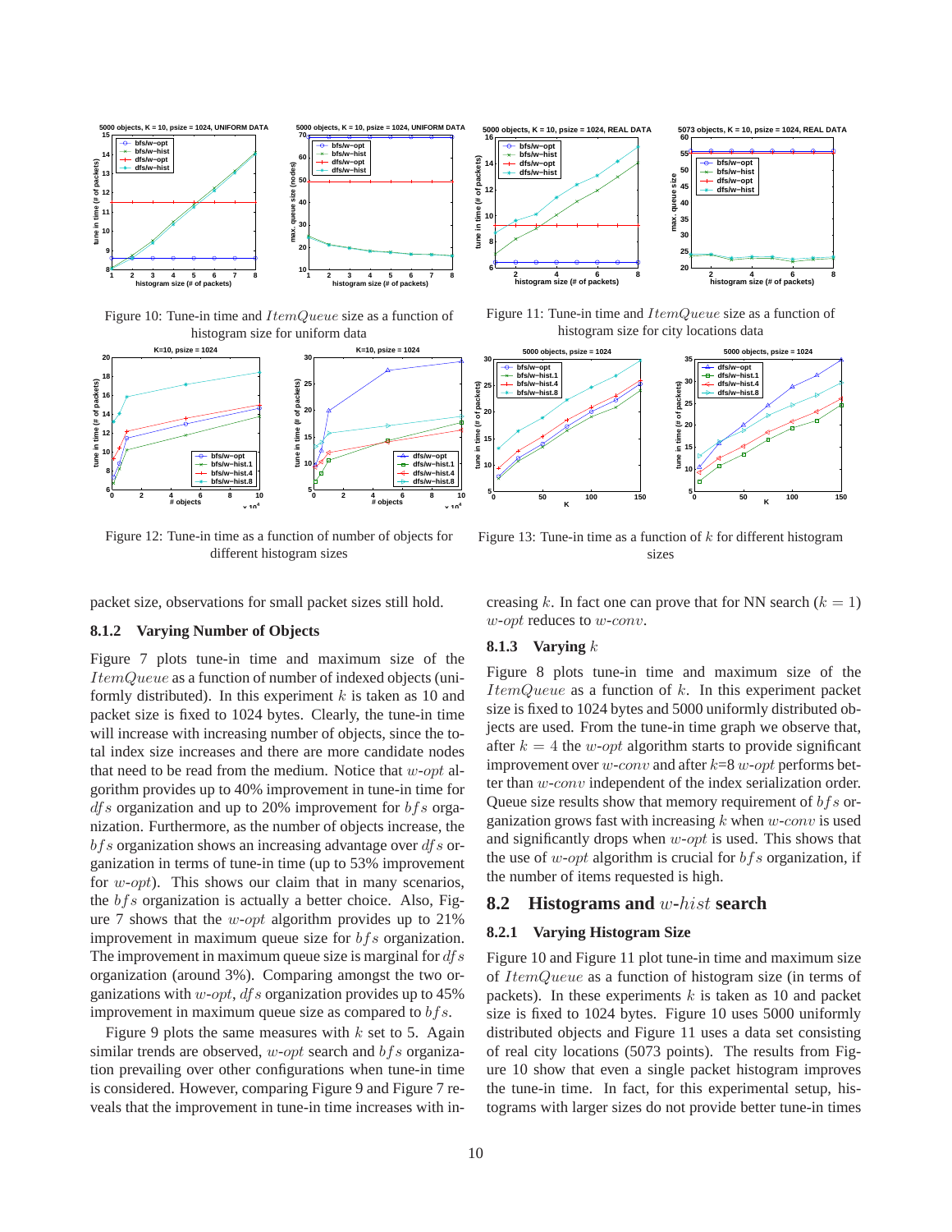Figure 10: Tune-in time and $ItemQueue$ size as a function of histogram size for uniform data

Figure 11: Tune-in time and $ItemQueue$ size as a function of histogram size for city locations data

Figure 12: Tune-in time as a function of number of objects for different histogram sizes

Figure 13: Tune-in time as a function of $k$ for different histogram sizes

packet size, observations for small packet sizes still hold.

### 8.1.2 Varying Number of Objects

Figure 7 plots tune-in time and maximum size of the $ItemQueue$ as a function of number of indexed objects (uniformly distributed). In this experiment $k$ is taken as 10 and packet size is fixed to 1024 bytes. Clearly, the tune-in time will increase with increasing number of objects, since the total index size increases and there are more candidate nodes that need to be read from the medium. Notice that $w$-$opt$ algorithm provides up to 40% improvement in tune-in time for $dfs$ organization and up to 20% improvement for $bfs$ organization. Furthermore, as the number of objects increase, the $bfs$ organization shows an increasing advantage over $dfs$ organization in terms of tune-in time (up to 53% improvement for $w$-$opt$). This shows our claim that in many scenarios, the $bfs$ organization is actually a better choice. Also, Figure 7 shows that the $w$-$opt$ algorithm provides up to 21% improvement in maximum queue size for $bfs$ organization. The improvement in maximum queue size is marginal for $dfs$ organization (around 3%). Comparing amongst the two organizations with $w$-$opt$, $dfs$ organization provides up to 45% improvement in maximum queue size as compared to $bfs$.

Figure 9 plots the same measures with $k$ set to 5. Again similar trends are observed, $w$-$opt$ search and $bfs$ organization prevailing over other configurations when tune-in time is considered. However, comparing Figure 9 and Figure 7 reveals that the improvement in tune-in time increases with increasing $k$. In fact one can prove that for NN search ($k = 1$) $w$-$opt$ reduces to $w$-$conv$.

### 8.1.3 Varying $k$

Figure 8 plots tune-in time and maximum size of the $ItemQueue$ as a function of $k$. In this experiment packet size is fixed to 1024 bytes and 5000 uniformly distributed objects are used. From the tune-in time graph we observe that, after $k = 4$ the $w$-$opt$ algorithm starts to provide significant improvement over $w$-$conv$ and after $k$=8 $w$-$opt$ performs better than $w$-$conv$ independent of the index serialization order. Queue size results show that memory requirement of $bfs$ organization grows fast with increasing $k$ when $w$-$conv$ is used and significantly drops when $w$-$opt$ is used. This shows that the use of $w$-$opt$ algorithm is crucial for $bfs$ organization, if the number of items requested is high.

## 8.2 Histograms and $w$-$hist$ search

### 8.2.1 Varying Histogram Size

Figure 10 and Figure 11 plot tune-in time and maximum size of $ItemQueue$ as a function of histogram size (in terms of packets). In these experiments $k$ is taken as 10 and packet size is fixed to 1024 bytes. Figure 10 uses 5000 uniformly distributed objects and Figure 11 uses a data set consisting of real city locations (5073 points). The results from Figure 10 show that even a single packet histogram improves the tune-in time. In fact, for this experimental setup, histograms with larger sizes do not provide better tune-in times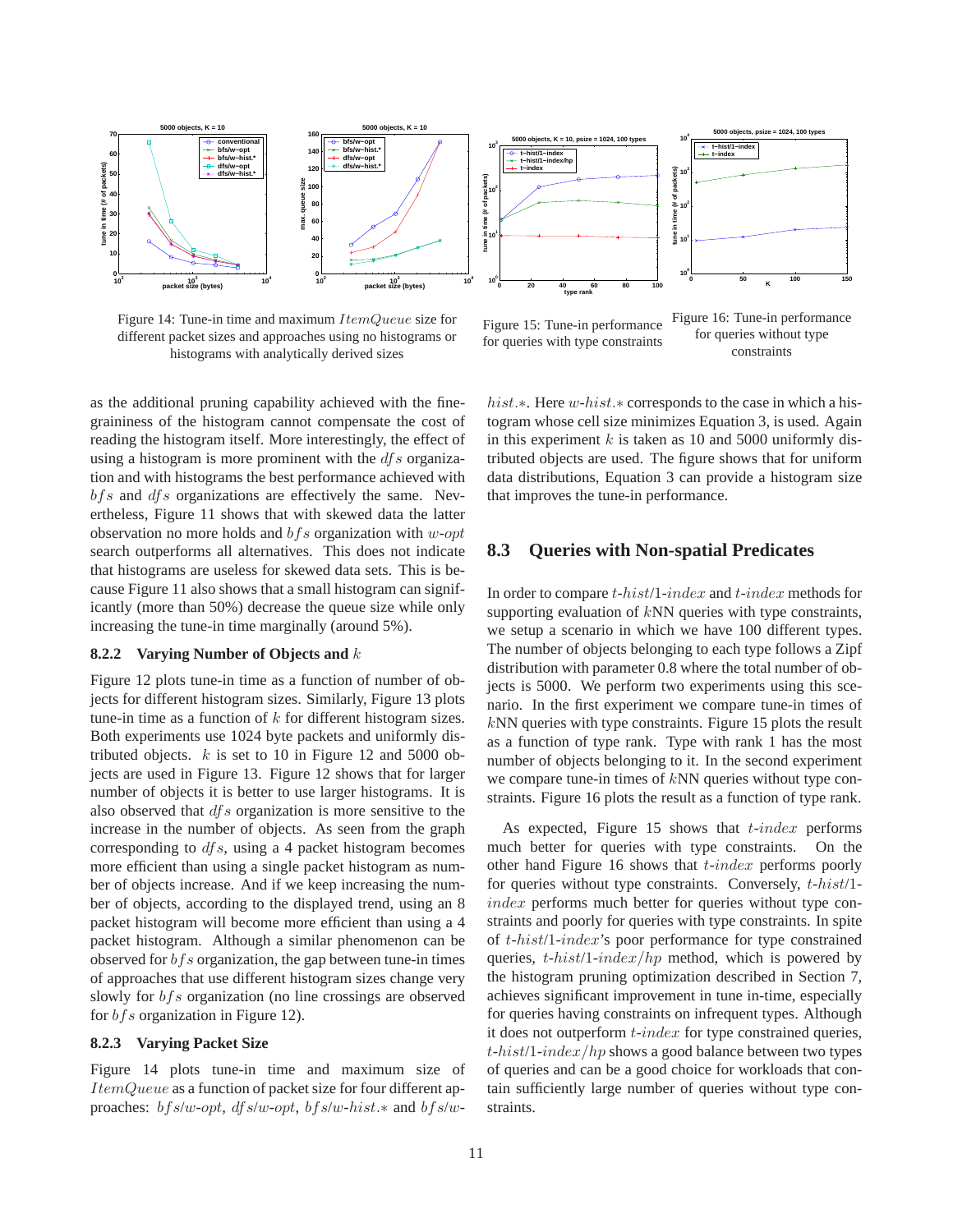Figure 14: Tune-in time and maximum $ItemQueue$ size for different packet sizes and approaches using no histograms or histograms with analytically derived sizes

Figure 15: Tune-in performance for queries with type constraints

Figure 16: Tune-in performance for queries without type constraints

as the additional pruning capability achieved with the fine-graininess of the histogram cannot compensate the cost of reading the histogram itself. More interestingly, the effect of using a histogram is more prominent with the $dfs$ organization and with histograms the best performance achieved with $bfs$ and $dfs$ organizations are effectively the same. Nevertheless, Figure 11 shows that with skewed data the latter observation no more holds and $bfs$ organization with $w$-$opt$ search outperforms all alternatives. This does not indicate that histograms are useless for skewed data sets. This is because Figure 11 also shows that a small histogram can significantly (more than 50%) decrease the queue size while only increasing the tune-in time marginally (around 5%).

### 8.2.2 Varying Number of Objects and $k$

Figure 12 plots tune-in time as a function of number of objects for different histogram sizes. Similarly, Figure 13 plots tune-in time as a function of $k$ for different histogram sizes. Both experiments use 1024 byte packets and uniformly distributed objects. $k$ is set to 10 in Figure 12 and 5000 objects are used in Figure 13. Figure 12 shows that for larger number of objects it is better to use larger histograms. It is also observed that $dfs$ organization is more sensitive to the increase in the number of objects. As seen from the graph corresponding to $dfs$, using a 4 packet histogram becomes more efficient than using a single packet histogram as number of objects increase. And if we keep increasing the number of objects, according to the displayed trend, using an 8 packet histogram will become more efficient than using a 4 packet histogram. Although a similar phenomenon can be observed for $bfs$ organization, the gap between tune-in times of approaches that use different histogram sizes change very slowly for $bfs$ organization (no line crossings are observed for $bfs$ organization in Figure 12).

### 8.2.3 Varying Packet Size

Figure 14 plots tune-in time and maximum size of $ItemQueue$ as a function of packet size for four different approaches: $bfs$/$w$-$opt$, $dfs$/$w$-$opt$, $bfs$/$w$-$hist.*$ and $bfs$/$w$-$hist.*$. Here $w$-$hist.*$ corresponds to the case in which a histogram whose cell size minimizes Equation 3, is used. Again in this experiment $k$ is taken as 10 and 5000 uniformly distributed objects are used. The figure shows that for uniform data distributions, Equation 3 can provide a histogram size that improves the tune-in performance.

## 8.3 Queries with Non-spatial Predicates

In order to compare $t$-$hist$/1-$index$ and $t$-$index$ methods for supporting evaluation of $k$NN queries with type constraints, we setup a scenario in which we have 100 different types. The number of objects belonging to each type follows a Zipf distribution with parameter 0.8 where the total number of objects is 5000. We perform two experiments using this scenario. In the first experiment we compare tune-in times of $k$NN queries with type constraints. Figure 15 plots the result as a function of type rank. Type with rank 1 has the most number of objects belonging to it. In the second experiment we compare tune-in times of $k$NN queries without type constraints. Figure 16 plots the result as a function of type rank.

As expected, Figure 15 shows that $t$-$index$ performs much better for queries with type constraints. On the other hand Figure 16 shows that $t$-$index$ performs poorly for queries without type constraints. Conversely, $t$-$hist$/1-$index$ performs much better for queries without type constraints and poorly for queries with type constraints. In spite of $t$-$hist$/1-$index$'s poor performance for type constrained queries, $t$-$hist$/1-$index/hp$ method, which is powered by the histogram pruning optimization described in Section 7, achieves significant improvement in tune in-time, especially for queries having constraints on infrequent types. Although it does not outperform $t$-$index$ for type constrained queries, $t$-$hist$/1-$index/hp$ shows a good balance between two types of queries and can be a good choice for workloads that contain sufficiently large number of queries without type constraints.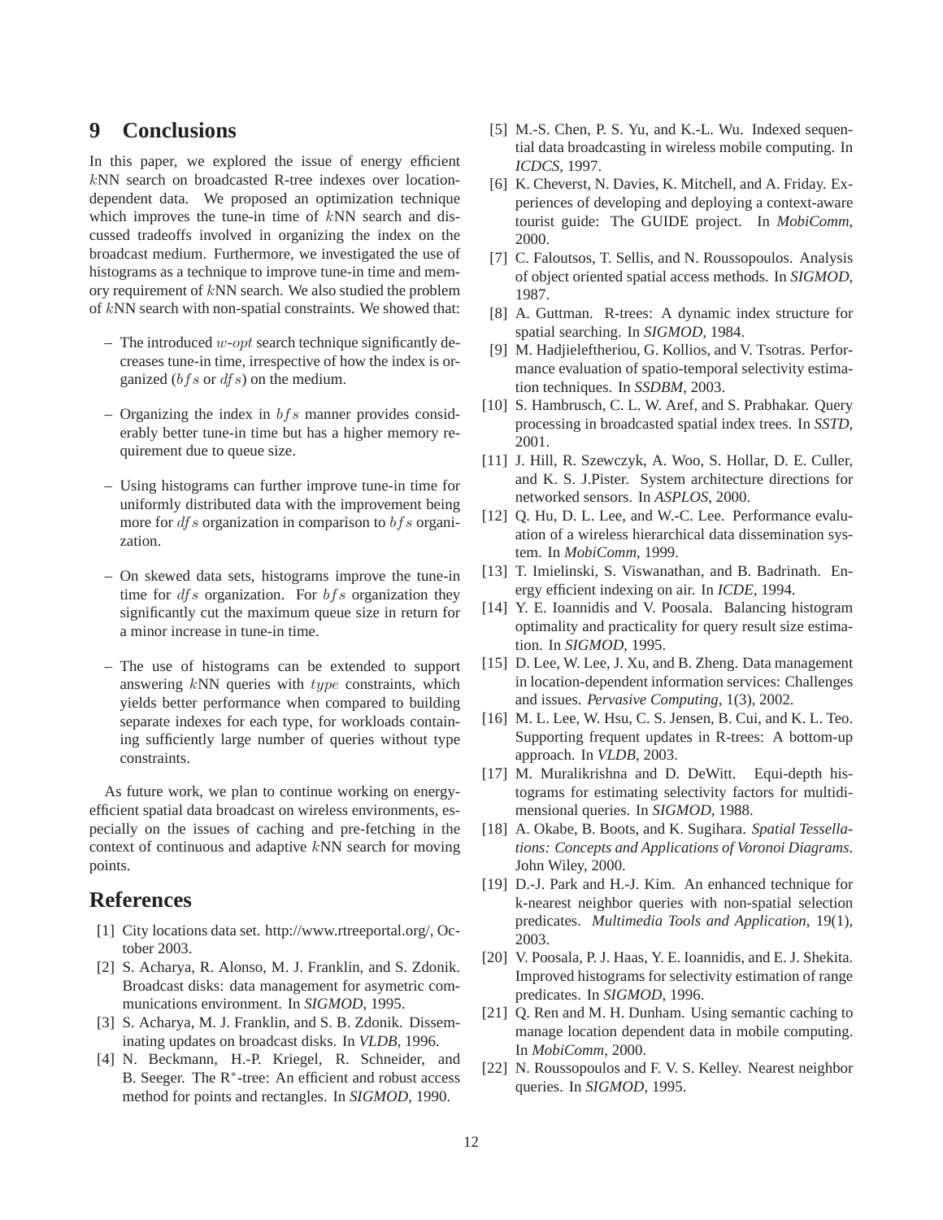## 9 Conclusions

In this paper, we explored the issue of energy efficient $k$NN search on broadcasted R-tree indexes over location-dependent data. We proposed an optimization technique which improves the tune-in time of $k$NN search and discussed tradeoffs involved in organizing the index on the broadcast medium. Furthermore, we investigated the use of histograms as a technique to improve tune-in time and memory requirement of $k$NN search. We also studied the problem of $k$NN search with non-spatial constraints. We showed that:

- The introduced $w\text{-}opt$ search technique significantly decreases tune-in time, irrespective of how the index is organized ($bfs$ or $dfs$) on the medium.
- Organizing the index in $bfs$ manner provides considerably better tune-in time but has a higher memory requirement due to queue size.
- Using histograms can further improve tune-in time for uniformly distributed data with the improvement being more for $dfs$ organization in comparison to $bfs$ organization.
- On skewed data sets, histograms improve the tune-in time for $dfs$ organization. For $bfs$ organization they significantly cut the maximum queue size in return for a minor increase in tune-in time.
- The use of histograms can be extended to support answering $k$NN queries with $type$ constraints, which yields better performance when compared to building separate indexes for each type, for workloads containing sufficiently large number of queries without type constraints.

As future work, we plan to continue working on energy-efficient spatial data broadcast on wireless environments, especially on the issues of caching and pre-fetching in the context of continuous and adaptive $k$NN search for moving points.

## References

[1] City locations data set. http://www.rtreeportal.org/, October 2003.

[2] S. Acharya, R. Alonso, M. J. Franklin, and S. Zdonik. Broadcast disks: data management for asymetric communications environment. In *SIGMOD*, 1995.

[3] S. Acharya, M. J. Franklin, and S. B. Zdonik. Disseminating updates on broadcast disks. In *VLDB*, 1996.

[4] N. Beckmann, H.-P. Kriegel, R. Schneider, and B. Seeger. The R$^*$-tree: An efficient and robust access method for points and rectangles. In *SIGMOD*, 1990.

[5] M.-S. Chen, P. S. Yu, and K.-L. Wu. Indexed sequential data broadcasting in wireless mobile computing. In *ICDCS*, 1997.

[6] K. Cheverst, N. Davies, K. Mitchell, and A. Friday. Experiences of developing and deploying a context-aware tourist guide: The GUIDE project. In *MobiComm*, 2000.

[7] C. Faloutsos, T. Sellis, and N. Roussopoulos. Analysis of object oriented spatial access methods. In *SIGMOD*, 1987.

[8] A. Guttman. R-trees: A dynamic index structure for spatial searching. In *SIGMOD*, 1984.

[9] M. Hadjieleftheriou, G. Kollios, and V. Tsotras. Performance evaluation of spatio-temporal selectivity estimation techniques. In *SSDBM*, 2003.

[10] S. Hambrusch, C. L. W. Aref, and S. Prabhakar. Query processing in broadcasted spatial index trees. In *SSTD*, 2001.

[11] J. Hill, R. Szewczyk, A. Woo, S. Hollar, D. E. Culler, and K. S. J.Pister. System architecture directions for networked sensors. In *ASPLOS*, 2000.

[12] Q. Hu, D. L. Lee, and W.-C. Lee. Performance evaluation of a wireless hierarchical data dissemination system. In *MobiComm*, 1999.

[13] T. Imielinski, S. Viswanathan, and B. Badrinath. Energy efficient indexing on air. In *ICDE*, 1994.

[14] Y. E. Ioannidis and V. Poosala. Balancing histogram optimality and practicality for query result size estimation. In *SIGMOD*, 1995.

[15] D. Lee, W. Lee, J. Xu, and B. Zheng. Data management in location-dependent information services: Challenges and issues. *Pervasive Computing*, 1(3), 2002.

[16] M. L. Lee, W. Hsu, C. S. Jensen, B. Cui, and K. L. Teo. Supporting frequent updates in R-trees: A bottom-up approach. In *VLDB*, 2003.

[17] M. Muralikrishna and D. DeWitt. Equi-depth histograms for estimating selectivity factors for multidimensional queries. In *SIGMOD*, 1988.

[18] A. Okabe, B. Boots, and K. Sugihara. *Spatial Tessellations: Concepts and Applications of Voronoi Diagrams*. John Wiley, 2000.

[19] D.-J. Park and H.-J. Kim. An enhanced technique for k-nearest neighbor queries with non-spatial selection predicates. *Multimedia Tools and Application*, 19(1), 2003.

[20] V. Poosala, P. J. Haas, Y. E. Ioannidis, and E. J. Shekita. Improved histograms for selectivity estimation of range predicates. In *SIGMOD*, 1996.

[21] Q. Ren and M. H. Dunham. Using semantic caching to manage location dependent data in mobile computing. In *MobiComm*, 2000.

[22] N. Roussopoulos and F. V. S. Kelley. Nearest neighbor queries. In *SIGMOD*, 1995.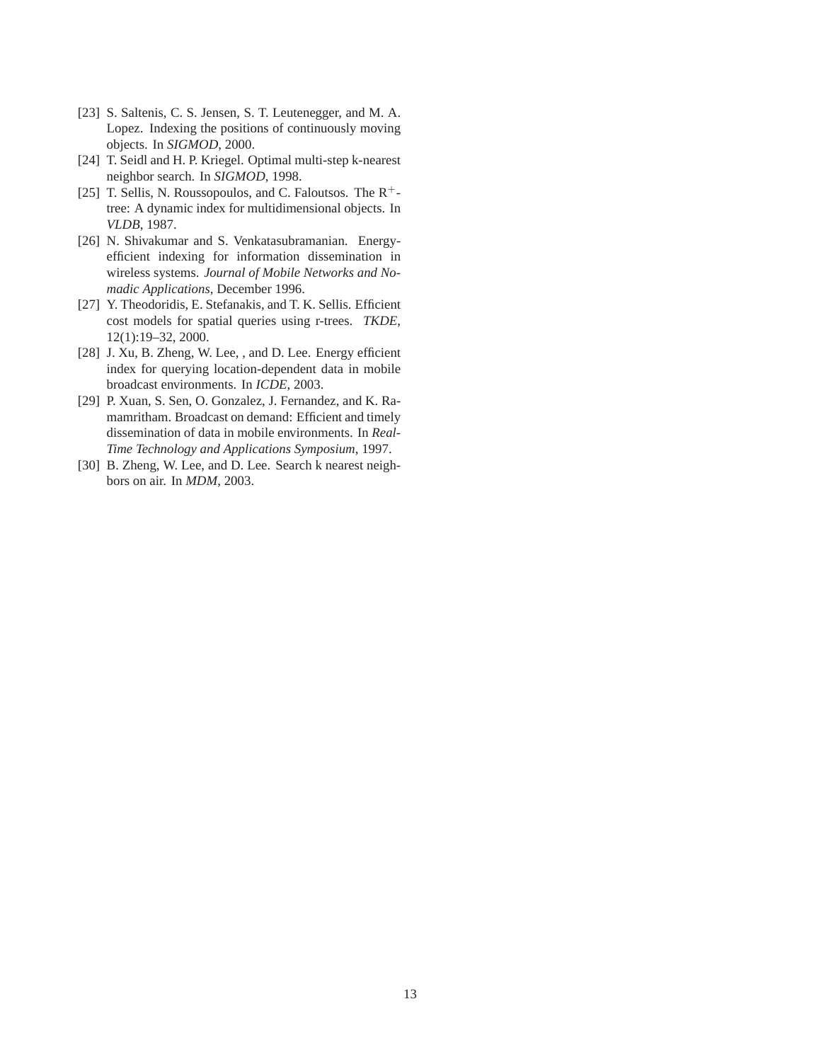[23] S. Saltenis, C. S. Jensen, S. T. Leutenegger, and M. A. Lopez. Indexing the positions of continuously moving objects. In *SIGMOD*, 2000.

[24] T. Seidl and H. P. Kriegel. Optimal multi-step k-nearest neighbor search. In *SIGMOD*, 1998.

[25] T. Sellis, N. Roussopoulos, and C. Faloutsos. The $R^+$-tree: A dynamic index for multidimensional objects. In *VLDB*, 1987.

[26] N. Shivakumar and S. Venkatasubramanian. Energy-efficient indexing for information dissemination in wireless systems. *Journal of Mobile Networks and Nomadic Applications*, December 1996.

[27] Y. Theodoridis, E. Stefanakis, and T. K. Sellis. Efficient cost models for spatial queries using r-trees. *TKDE*, 12(1):19–32, 2000.

[28] J. Xu, B. Zheng, W. Lee, , and D. Lee. Energy efficient index for querying location-dependent data in mobile broadcast environments. In *ICDE*, 2003.

[29] P. Xuan, S. Sen, O. Gonzalez, J. Fernandez, and K. Ramamritham. Broadcast on demand: Efficient and timely dissemination of data in mobile environments. In *Real-Time Technology and Applications Symposium*, 1997.

[30] B. Zheng, W. Lee, and D. Lee. Search k nearest neighbors on air. In *MDM*, 2003.